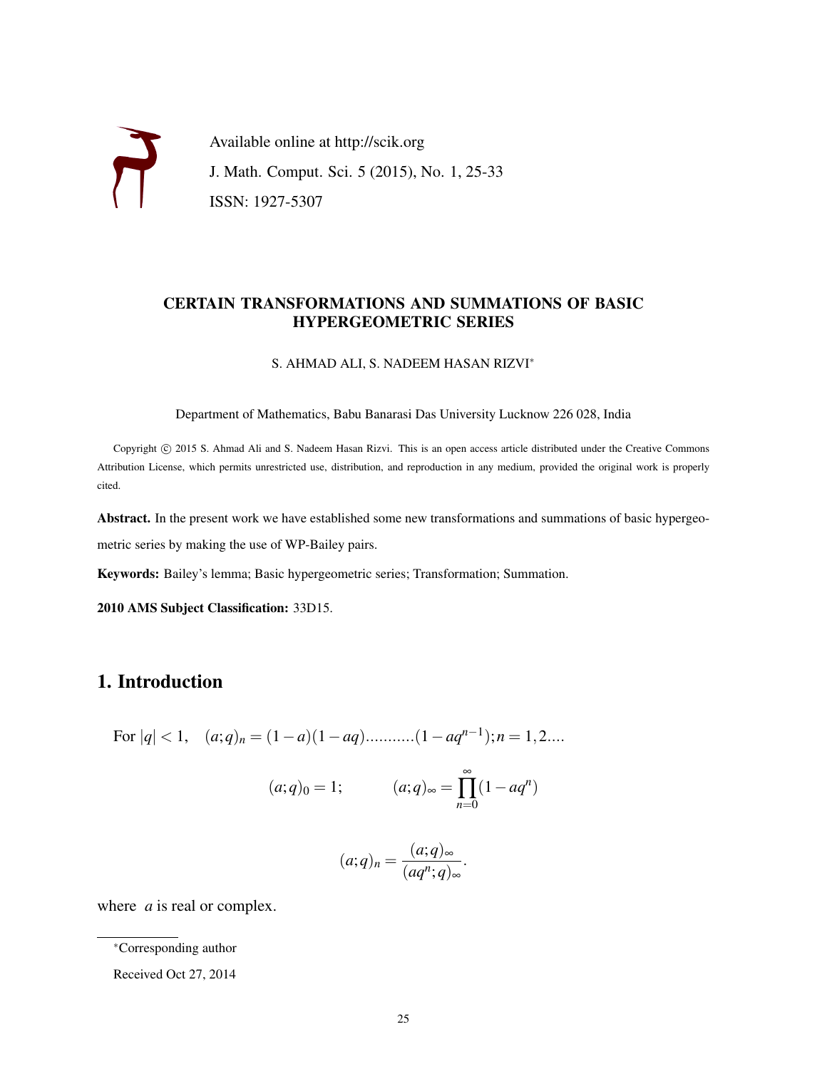Available online at http://scik.org

J. Math. Comput. Sci. 5 (2015), No. 1, 25-33

ISSN: 1927-5307

# CERTAIN TRANSFORMATIONS AND SUMMATIONS OF BASIC HYPERGEOMETRIC SERIES

S. AHMAD ALI, S. NADEEM HASAN RIZVI*

Department of Mathematics, Babu Banarasi Das University Lucknow 226 028, India

Copyright © 2015 S. Ahmad Ali and S. Nadeem Hasan Rizvi. This is an open access article distributed under the Creative Commons Attribution License, which permits unrestricted use, distribution, and reproduction in any medium, provided the original work is properly cited.

**Abstract.** In the present work we have established some new transformations and summations of basic hypergeometric series by making the use of WP-Bailey pairs.

**Keywords:** Bailey's lemma; Basic hypergeometric series; Transformation; Summation.

**2010 AMS Subject Classification:** 33D15.

## 1. Introduction

For $|q| < 1$, $\quad (a;q)_n = (1-a)(1-aq)...........(1-aq^{n-1}); n = 1,2....$

$$(a;q)_0 = 1; \qquad (a;q)_\infty = \prod_{n=0}^{\infty}(1-aq^n)$$

$$(a;q)_n = \frac{(a;q)_\infty}{(aq^n;q)_\infty}.$$

where $a$ is real or complex.

*Corresponding author

Received Oct 27, 2014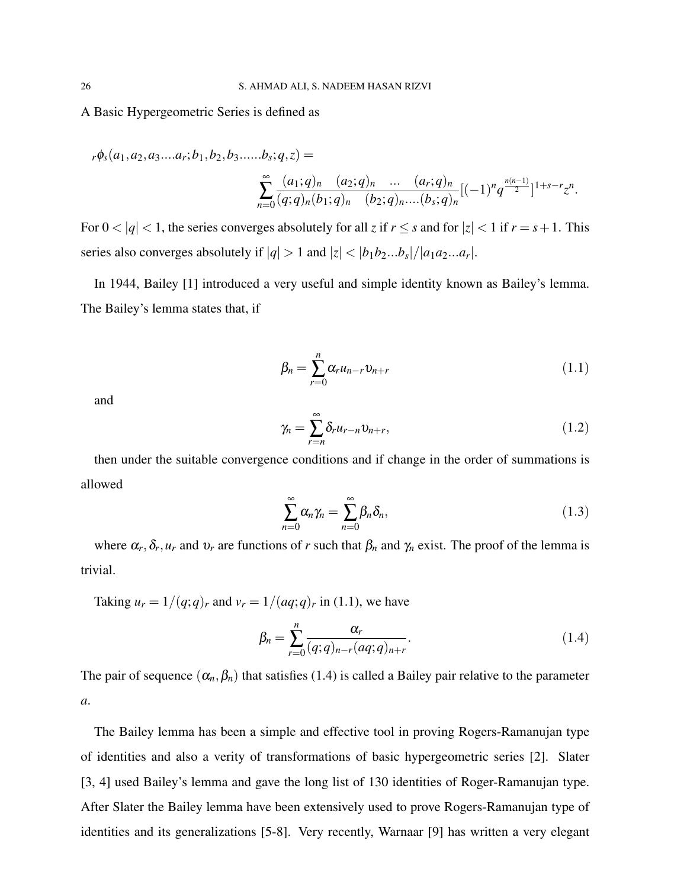A Basic Hypergeometric Series is defined as

$$
{}_r\phi_s(a_1, a_2, a_3....a_r; b_1, b_2, b_3......b_s; q, z) =
$$

$$
\sum_{n=0}^{\infty} \frac{(a_1;q)_n \quad (a_2;q)_n \quad ... \quad (a_r;q)_n}{(q;q)_n (b_1;q)_n \quad (b_2;q)_n ....(b_s;q)_n} [(-1)^n q^{\frac{n(n-1)}{2}}]^{1+s-r} z^n.
$$

For $0 < |q| < 1$, the series converges absolutely for all $z$ if $r \leq s$ and for $|z| < 1$ if $r = s+1$. This series also converges absolutely if $|q| > 1$ and $|z| < |b_1 b_2 ... b_s| / |a_1 a_2 ... a_r|$.

In 1944, Bailey [1] introduced a very useful and simple identity known as Bailey's lemma. The Bailey's lemma states that, if

$$
\beta_n = \sum_{r=0}^{n} \alpha_r u_{n-r} \upsilon_{n+r} \tag{1.1}
$$

and

$$
\gamma_n = \sum_{r=n}^{\infty} \delta_r u_{r-n} \upsilon_{n+r}, \tag{1.2}
$$

then under the suitable convergence conditions and if change in the order of summations is allowed

$$
\sum_{n=0}^{\infty} \alpha_n \gamma_n = \sum_{n=0}^{\infty} \beta_n \delta_n, \tag{1.3}
$$

where $\alpha_r, \delta_r, u_r$ and $\upsilon_r$ are functions of $r$ such that $\beta_n$ and $\gamma_n$ exist. The proof of the lemma is trivial.

Taking $u_r = 1/(q;q)_r$ and $v_r = 1/(aq;q)_r$ in (1.1), we have

$$
\beta_n = \sum_{r=0}^{n} \frac{\alpha_r}{(q;q)_{n-r} (aq;q)_{n+r}}. \tag{1.4}
$$

The pair of sequence $(\alpha_n, \beta_n)$ that satisfies (1.4) is called a Bailey pair relative to the parameter $a$.

The Bailey lemma has been a simple and effective tool in proving Rogers-Ramanujan type of identities and also a verity of transformations of basic hypergeometric series [2]. Slater [3, 4] used Bailey's lemma and gave the long list of 130 identities of Roger-Ramanujan type. After Slater the Bailey lemma have been extensively used to prove Rogers-Ramanujan type of identities and its generalizations [5-8]. Very recently, Warnaar [9] has written a very elegant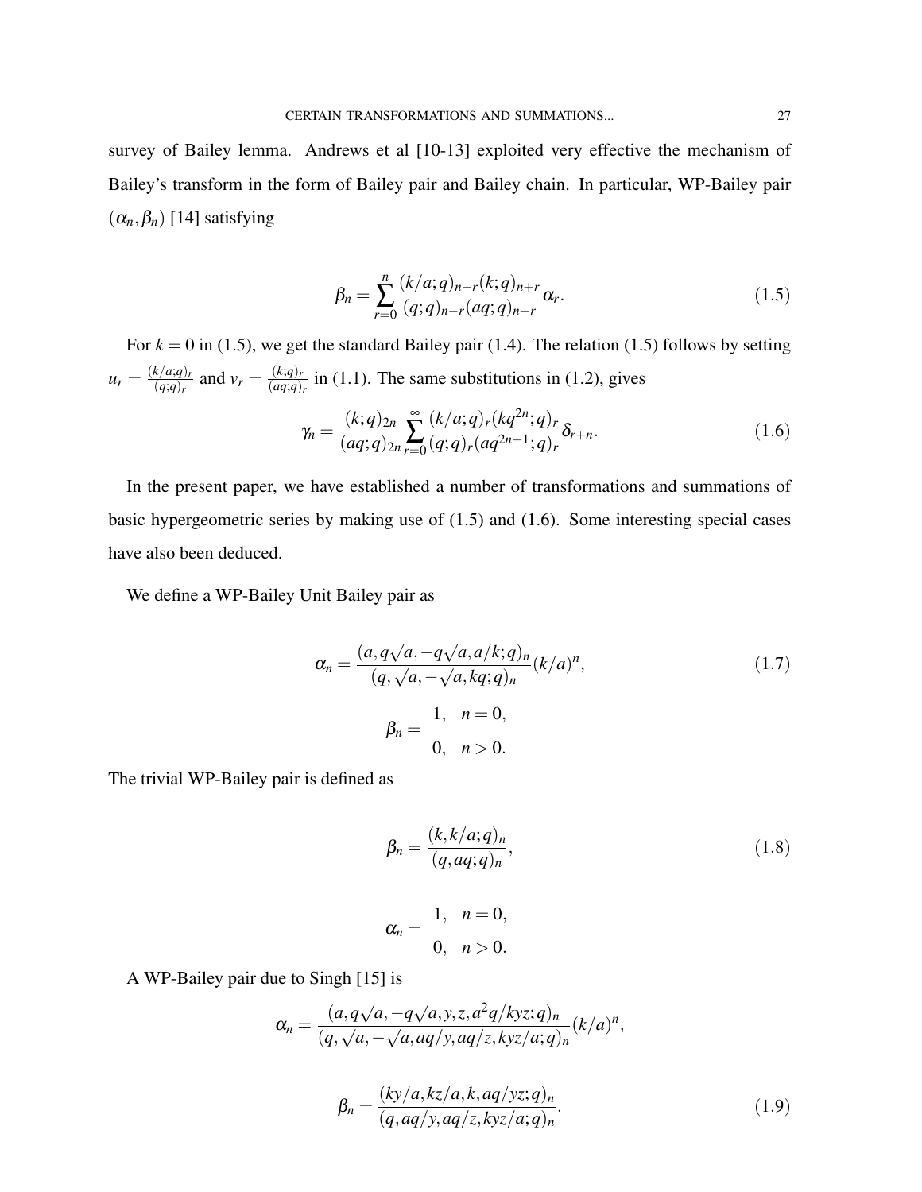survey of Bailey lemma. Andrews et al [10-13] exploited very effective the mechanism of Bailey's transform in the form of Bailey pair and Bailey chain. In particular, WP-Bailey pair $(\alpha_n, \beta_n)$ [14] satisfying

$$\beta_n = \sum_{r=0}^{n} \frac{(k/a;q)_{n-r}(k;q)_{n+r}}{(q;q)_{n-r}(aq;q)_{n+r}} \alpha_r. \tag{1.5}$$

For $k = 0$ in (1.5), we get the standard Bailey pair (1.4). The relation (1.5) follows by setting $u_r = \frac{(k/a;q)_r}{(q;q)_r}$ and $v_r = \frac{(k;q)_r}{(aq;q)_r}$ in (1.1). The same substitutions in (1.2), gives

$$\gamma_n = \frac{(k;q)_{2n}}{(aq;q)_{2n}} \sum_{r=0}^{\infty} \frac{(k/a;q)_r (kq^{2n};q)_r}{(q;q)_r (aq^{2n+1};q)_r} \delta_{r+n}. \tag{1.6}$$

In the present paper, we have established a number of transformations and summations of basic hypergeometric series by making use of (1.5) and (1.6). Some interesting special cases have also been deduced.

We define a WP-Bailey Unit Bailey pair as

$$\alpha_n = \frac{(a, q\sqrt{a}, -q\sqrt{a}, a/k;q)_n}{(q, \sqrt{a}, -\sqrt{a}, kq;q)_n} (k/a)^n, \tag{1.7}$$

$$\beta_n = \begin{cases} 1, & n = 0, \\ 0, & n > 0. \end{cases}$$

The trivial WP-Bailey pair is defined as

$$\beta_n = \frac{(k, k/a;q)_n}{(q, aq;q)_n}, \tag{1.8}$$

$$\alpha_n = \begin{cases} 1, & n = 0, \\ 0, & n > 0. \end{cases}$$

A WP-Bailey pair due to Singh [15] is

$$\alpha_n = \frac{(a, q\sqrt{a}, -q\sqrt{a}, y, z, a^2q/kyz;q)_n}{(q, \sqrt{a}, -\sqrt{a}, aq/y, aq/z, kyz/a;q)_n} (k/a)^n,$$

$$\beta_n = \frac{(ky/a, kz/a, k, aq/yz;q)_n}{(q, aq/y, aq/z, kyz/a;q)_n}. \tag{1.9}$$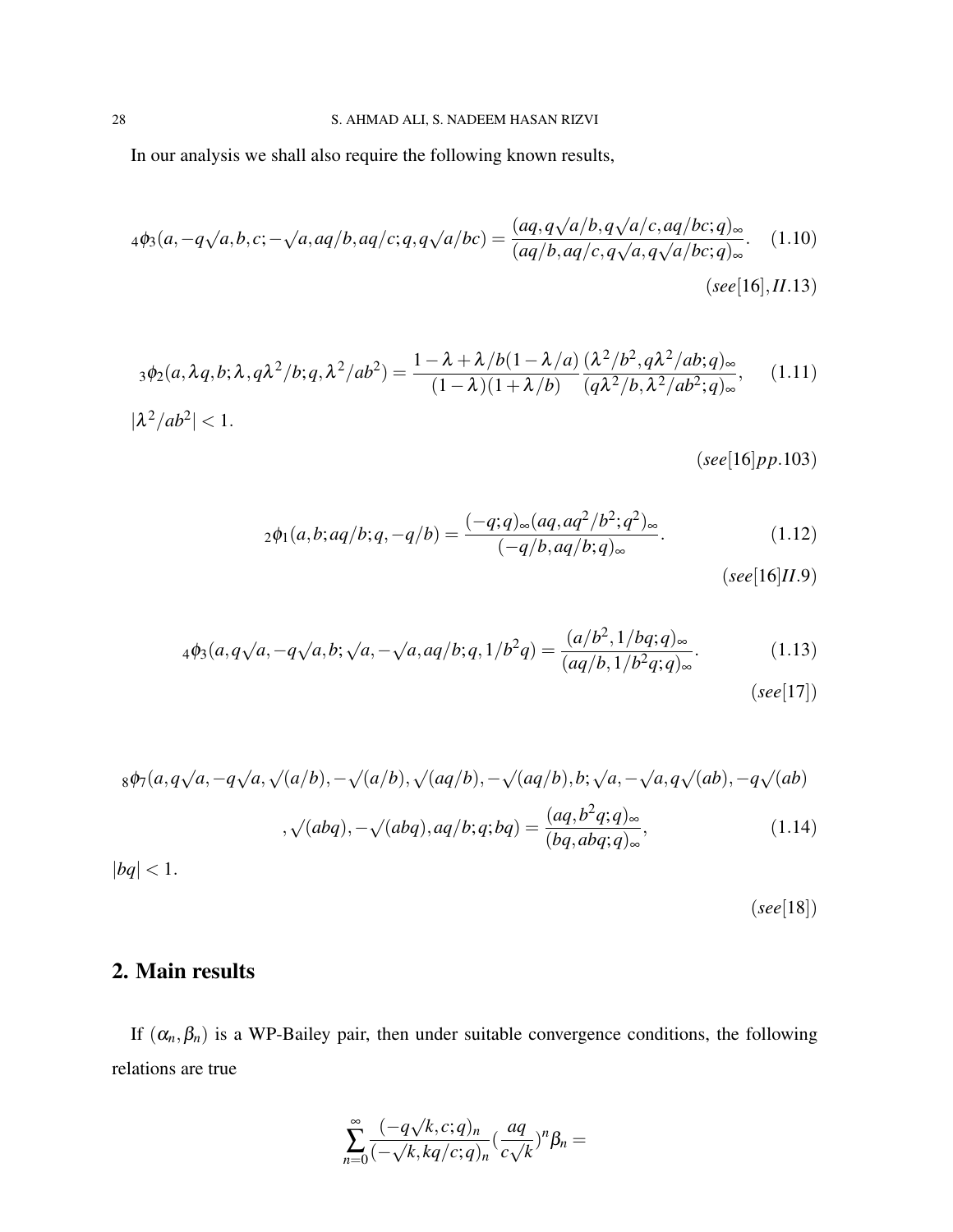In our analysis we shall also require the following known results,

$$
{}_4\phi_3(a,-q\sqrt{a},b,c;-\sqrt{a},aq/b,aq/c;q,q\sqrt{a}/bc) = \frac{(aq,q\sqrt{a}/b,q\sqrt{a}/c,aq/bc;q)_\infty}{(aq/b,aq/c,q\sqrt{a},q\sqrt{a}/bc;q)_\infty}. \quad (1.10)
$$

$(see[16], II.13)$

$$
{}_3\phi_2(a,\lambda q,b;\lambda,q\lambda^2/b;q,\lambda^2/ab^2) = \frac{1-\lambda+\lambda/b(1-\lambda/a)}{(1-\lambda)(1+\lambda/b)}\frac{(\lambda^2/b^2,q\lambda^2/ab;q)_\infty}{(q\lambda^2/b,\lambda^2/ab^2;q)_\infty}, \quad (1.11)
$$

$|\lambda^2/ab^2| < 1.$

$(see[16]pp.103)$

$$
{}_2\phi_1(a,b;aq/b;q,-q/b) = \frac{(-q;q)_\infty(aq,aq^2/b^2;q^2)_\infty}{(-q/b,aq/b;q)_\infty}. \quad (1.12)
$$

$(see[16]II.9)$

$$
{}_4\phi_3(a,q\sqrt{a},-q\sqrt{a},b;\sqrt{a},-\sqrt{a},aq/b;q,1/b^2q) = \frac{(a/b^2,1/bq;q)_\infty}{(aq/b,1/b^2q;q)_\infty}. \quad (1.13)
$$

$(see[17])$

$$
{}_8\phi_7(a,q\sqrt{a},-q\sqrt{a},\sqrt{(a/b)},-\sqrt{(a/b)},\sqrt{(aq/b)},-\sqrt{(aq/b)},b;\sqrt{a},-\sqrt{a},q\sqrt{(ab)},-q\sqrt{(ab)}
$$

$$
,\sqrt{(abq)},-\sqrt{(abq)},aq/b;q;bq) = \frac{(aq,b^2q;q)_\infty}{(bq,abq;q)_\infty}, \quad (1.14)
$$

$|bq| < 1.$

$(see[18])$

## 2. Main results

If $(\alpha_n,\beta_n)$ is a WP-Bailey pair, then under suitable convergence conditions, the following relations are true

$$
\sum_{n=0}^{\infty}\frac{(-q\sqrt{k},c;q)_n}{(-\sqrt{k},kq/c;q)_n}(\frac{aq}{c\sqrt{k}})^n\beta_n =
$$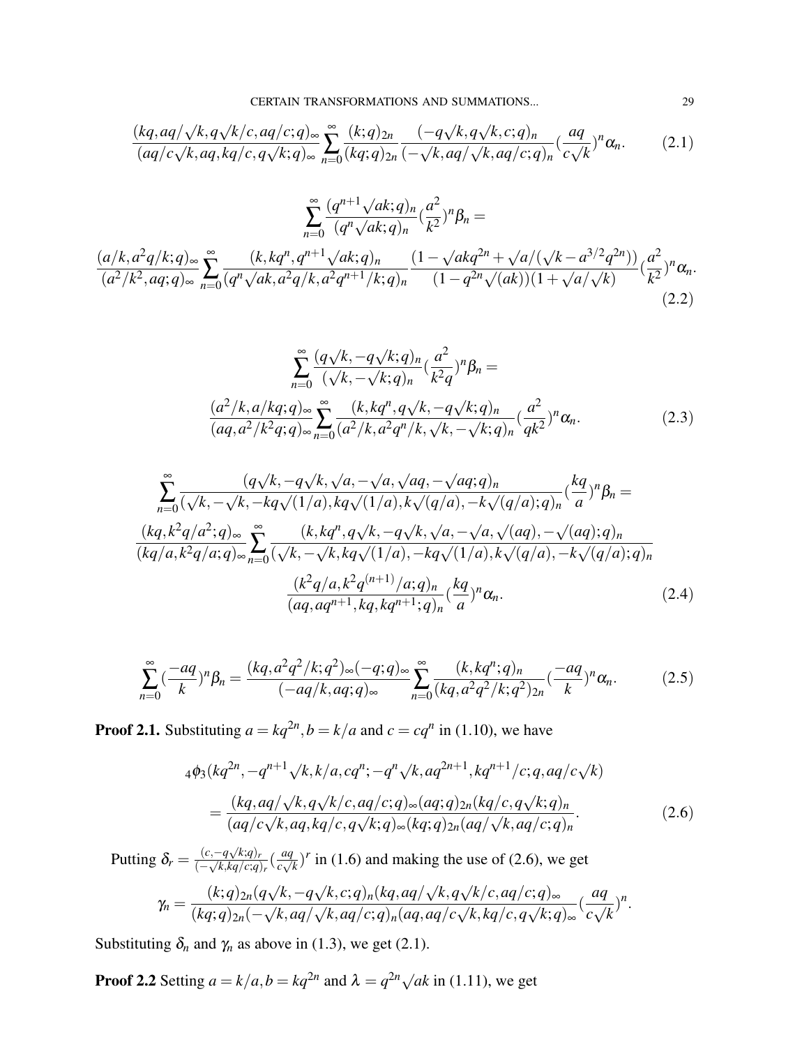$$\frac{(kq,aq/\sqrt{k},q\sqrt{k}/c,aq/c;q)_\infty}{(aq/c\sqrt{k},aq,kq/c,q\sqrt{k};q)_\infty}\sum_{n=0}^{\infty}\frac{(k;q)_{2n}}{(kq;q)_{2n}}\frac{(-q\sqrt{k},q\sqrt{k},c;q)_n}{(-\sqrt{k},aq/\sqrt{k},aq/c;q)_n}(\frac{aq}{c\sqrt{k}})^n\alpha_n. \tag{2.1}$$

$$\sum_{n=0}^{\infty}\frac{(q^{n+1}\sqrt{ak};q)_n}{(q^n\sqrt{ak};q)_n}(\frac{a^2}{k^2})^n\beta_n =$$

$$\frac{(a/k,a^2q/k;q)_\infty}{(a^2/k^2,aq;q)_\infty}\sum_{n=0}^{\infty}\frac{(k,kq^n,q^{n+1}\sqrt{ak};q)_n}{(q^n\sqrt{ak},a^2q/k,a^2q^{n+1}/k;q)_n}\frac{(1-\sqrt{ak}q^{2n}+\sqrt{a}/(\sqrt{k}-a^{3/2}q^{2n}))}{(1-q^{2n}\sqrt{(ak)})(1+\sqrt{a}/\sqrt{k})}(\frac{a^2}{k^2})^n\alpha_n. \tag{2.2}$$

$$\sum_{n=0}^{\infty}\frac{(q\sqrt{k},-q\sqrt{k};q)_n}{(\sqrt{k},-\sqrt{k};q)_n}(\frac{a^2}{k^2q})^n\beta_n =$$

$$\frac{(a^2/k,a/kq;q)_\infty}{(aq,a^2/k^2q;q)_\infty}\sum_{n=0}^{\infty}\frac{(k,kq^n,q\sqrt{k},-q\sqrt{k};q)_n}{(a^2/k,a^2q^n/k,\sqrt{k},-\sqrt{k};q)_n}(\frac{a^2}{qk^2})^n\alpha_n. \tag{2.3}$$

$$\sum_{n=0}^{\infty}\frac{(q\sqrt{k},-q\sqrt{k},\sqrt{a},-\sqrt{a},\sqrt{aq},-\sqrt{aq};q)_n}{(\sqrt{k},-\sqrt{k},-kq\sqrt{(1/a)},kq\sqrt{(1/a)},k\sqrt{(q/a)},-k\sqrt{(q/a)};q)_n}(\frac{kq}{a})^n\beta_n =$$

$$\frac{(kq,k^2q/a^2;q)_\infty}{(kq/a,k^2q/a;q)_\infty}\sum_{n=0}^{\infty}\frac{(k,kq^n,q\sqrt{k},-q\sqrt{k},\sqrt{a},-\sqrt{a},\sqrt{(aq)},-\sqrt{(aq)};q)_n}{(\sqrt{k},-\sqrt{k},kq\sqrt{(1/a)},-kq\sqrt{(1/a)},k\sqrt{(q/a)},-k\sqrt{(q/a)};q)_n}$$

$$\frac{(k^2q/a,k^2q^{(n+1)}/a;q)_n}{(aq,aq^{n+1},kq,kq^{n+1};q)_n}(\frac{kq}{a})^n\alpha_n. \tag{2.4}$$

$$\sum_{n=0}^{\infty}(\frac{-aq}{k})^n\beta_n = \frac{(kq,a^2q^2/k;q^2)_\infty(-q;q)_\infty}{(-aq/k,aq;q)_\infty}\sum_{n=0}^{\infty}\frac{(k,kq^n;q)_n}{(kq,a^2q^2/k;q^2)_{2n}}(\frac{-aq}{k})^n\alpha_n. \tag{2.5}$$

**Proof 2.1.** Substituting $a = kq^{2n}, b = k/a$ and $c = cq^n$ in (1.10), we have

$$\begin{aligned}
&{}_4\phi_3(kq^{2n},-q^{n+1}\sqrt{k},k/a,cq^n;-q^n\sqrt{k},aq^{2n+1},kq^{n+1}/c;q,aq/c\sqrt{k}) \\
&= \frac{(kq,aq/\sqrt{k},q\sqrt{k}/c,aq/c;q)_\infty(aq;q)_{2n}(kq/c,q\sqrt{k};q)_n}{(aq/c\sqrt{k},aq,kq/c,q\sqrt{k};q)_\infty(kq;q)_{2n}(aq/\sqrt{k},aq/c;q)_n}.
\end{aligned} \tag{2.6}$$

Putting $\delta_r = \frac{(c,-q\sqrt{k};q)_r}{(-\sqrt{k},kq/c;q)_r}(\frac{aq}{c\sqrt{k}})^r$ in (1.6) and making the use of (2.6), we get

$$\gamma_n = \frac{(k;q)_{2n}(q\sqrt{k},-q\sqrt{k},c;q)_n(kq,aq/\sqrt{k},q\sqrt{k}/c,aq/c;q)_\infty}{(kq;q)_{2n}(-\sqrt{k},aq/\sqrt{k},aq/c;q)_n(aq,aq/c\sqrt{k},kq/c,q\sqrt{k};q)_\infty}(\frac{aq}{c\sqrt{k}})^n.$$

Substituting $\delta_n$ and $\gamma_n$ as above in (1.3), we get (2.1).

**Proof 2.2** Setting $a = k/a, b = kq^{2n}$ and $\lambda = q^{2n}\sqrt{ak}$ in (1.11), we get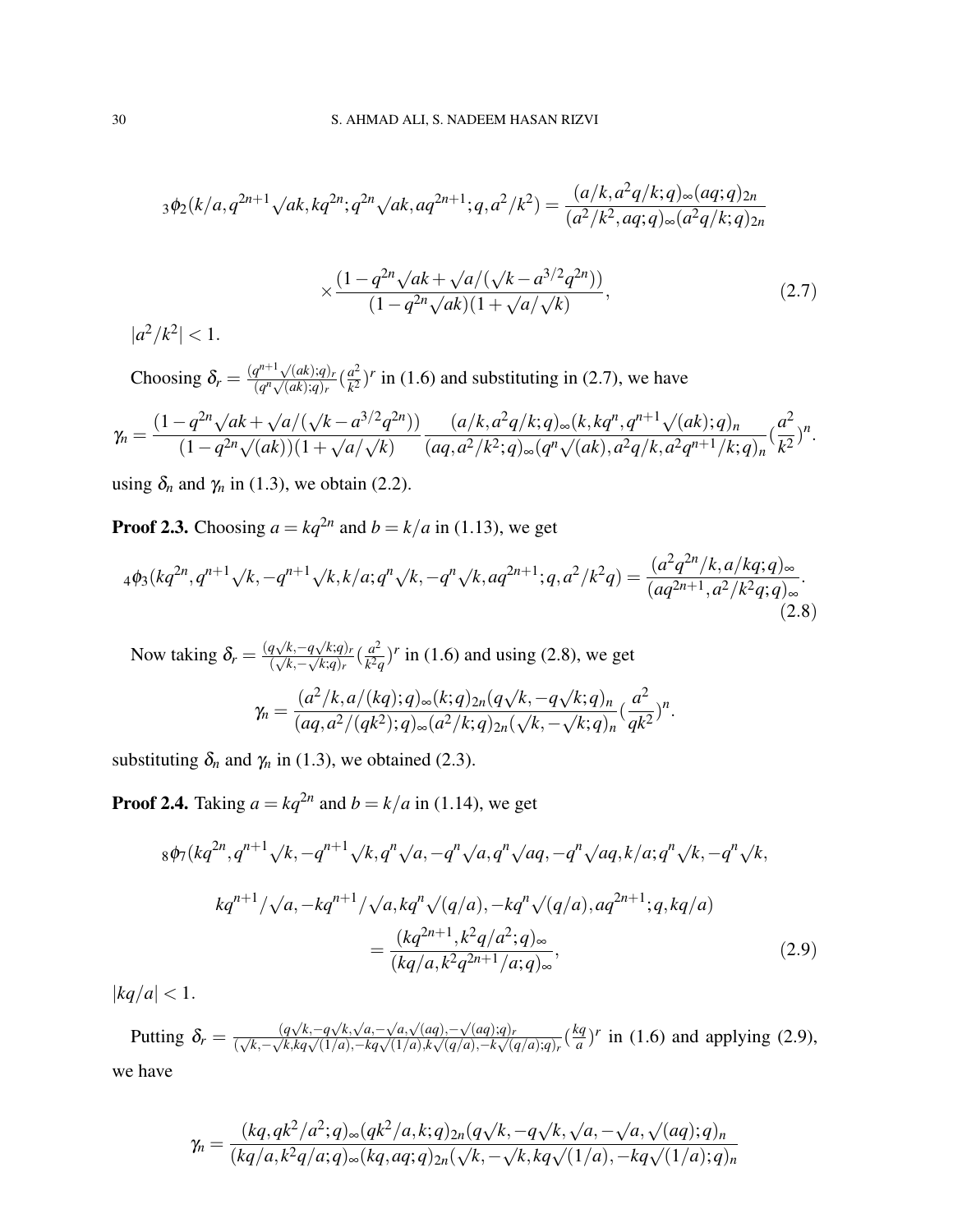$$
{}_3\phi_2(k/a, q^{2n+1}\sqrt{ak}, kq^{2n}; q^{2n}\sqrt{ak}, aq^{2n+1}; q, a^2/k^2) = \frac{(a/k, a^2q/k; q)_\infty (aq;q)_{2n}}{(a^2/k^2, aq;q)_\infty (a^2q/k;q)_{2n}}
$$

$$
\times \frac{(1 - q^{2n}\sqrt{ak} + \sqrt{a}/(\sqrt{k} - a^{3/2}q^{2n}))}{(1 - q^{2n}\sqrt{ak})(1 + \sqrt{a}/\sqrt{k})}, \tag{2.7}
$$

$|a^2/k^2| < 1$.

Choosing $\delta_r = \frac{(q^{n+1}\sqrt{(ak)};q)_r}{(q^n\sqrt{(ak)};q)_r}(\frac{a^2}{k^2})^r$ in (1.6) and substituting in (2.7), we have

$$
\gamma_n = \frac{(1 - q^{2n}\sqrt{ak} + \sqrt{a}/(\sqrt{k} - a^{3/2}q^{2n}))}{(1 - q^{2n}\sqrt{(ak)})(1 + \sqrt{a}/\sqrt{k})} \frac{(a/k, a^2q/k;q)_\infty (k, kq^n, q^{n+1}\sqrt{(ak)};q)_n}{(aq, a^2/k^2;q)_\infty (q^n\sqrt{(ak)}, a^2q/k, a^2q^{n+1}/k;q)_n}(\frac{a^2}{k^2})^n.
$$

using $\delta_n$ and $\gamma_n$ in (1.3), we obtain (2.2).

**Proof 2.3.** Choosing $a = kq^{2n}$ and $b = k/a$ in (1.13), we get

$$
{}_4\phi_3(kq^{2n}, q^{n+1}\sqrt{k}, -q^{n+1}\sqrt{k}, k/a; q^n\sqrt{k}, -q^n\sqrt{k}, aq^{2n+1}; q, a^2/k^2q) = \frac{(a^2q^{2n}/k, a/kq;q)_\infty}{(aq^{2n+1}, a^2/k^2q;q)_\infty}. \tag{2.8}
$$

Now taking $\delta_r = \frac{(q\sqrt{k}, -q\sqrt{k};q)_r}{(\sqrt{k}, -\sqrt{k};q)_r}(\frac{a^2}{k^2q})^r$ in (1.6) and using (2.8), we get

$$
\gamma_n = \frac{(a^2/k, a/(kq);q)_\infty (k;q)_{2n} (q\sqrt{k}, -q\sqrt{k};q)_n}{(aq, a^2/(qk^2);q)_\infty (a^2/k;q)_{2n} (\sqrt{k}, -\sqrt{k};q)_n}(\frac{a^2}{qk^2})^n.
$$

substituting $\delta_n$ and $\gamma_n$ in (1.3), we obtained (2.3).

**Proof 2.4.** Taking $a = kq^{2n}$ and $b = k/a$ in (1.14), we get

$$
{}_8\phi_7(kq^{2n}, q^{n+1}\sqrt{k}, -q^{n+1}\sqrt{k}, q^n\sqrt{a}, -q^n\sqrt{a}, q^n\sqrt{aq}, -q^n\sqrt{aq}, k/a; q^n\sqrt{k}, -q^n\sqrt{k},
$$

$$
kq^{n+1}/\sqrt{a}, -kq^{n+1}/\sqrt{a}, kq^n\sqrt{(q/a)}, -kq^n\sqrt{(q/a)}, aq^{2n+1}; q, kq/a)
$$

$$
= \frac{(kq^{2n+1}, k^2q/a^2;q)_\infty}{(kq/a, k^2q^{2n+1}/a;q)_\infty}, \tag{2.9}
$$

$|kq/a| < 1$.

Putting $\delta_r = \frac{(q\sqrt{k}, -q\sqrt{k}, \sqrt{a}, -\sqrt{a}, \sqrt{(aq)}, -\sqrt{(aq)};q)_r}{(\sqrt{k}, -\sqrt{k}, kq\sqrt{(1/a)}, -kq\sqrt{(1/a)}, k\sqrt{(q/a)}, -k\sqrt{(q/a)};q)_r}(\frac{kq}{a})^r$ in (1.6) and applying (2.9), we have

$$
\gamma_n = \frac{(kq, qk^2/a^2;q)_\infty (qk^2/a, k;q)_{2n} (q\sqrt{k}, -q\sqrt{k}, \sqrt{a}, -\sqrt{a}, \sqrt{(aq)};q)_n}{(kq/a, k^2q/a;q)_\infty (kq, aq;q)_{2n} (\sqrt{k}, -\sqrt{k}, kq\sqrt{(1/a)}, -kq\sqrt{(1/a)};q)_n}
$$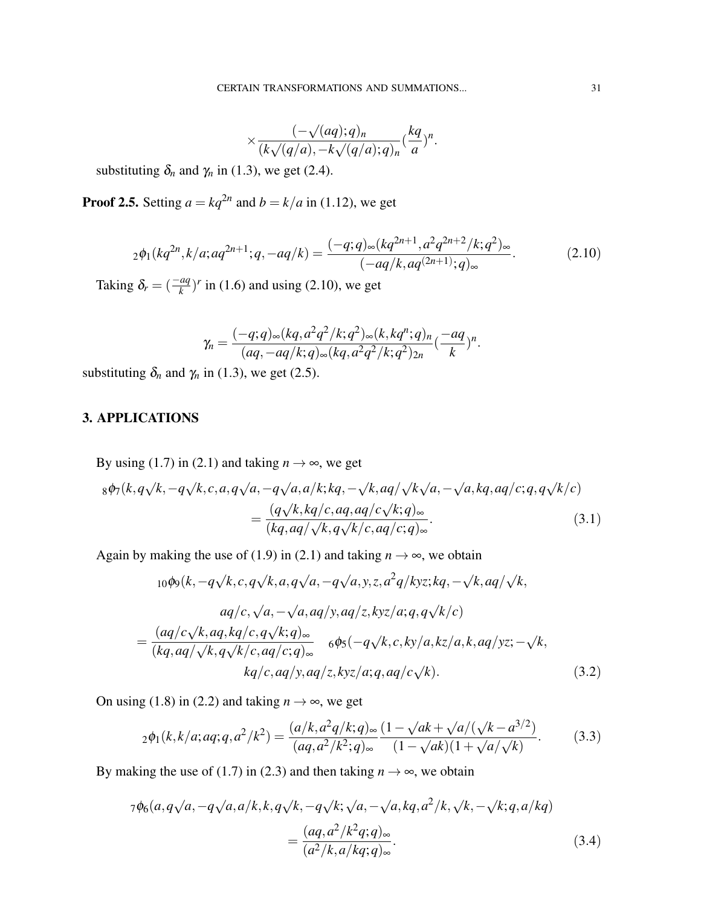$$\times \frac{(-\sqrt{(aq)};q)_n}{(k\sqrt{(q/a)},-k\sqrt{(q/a)};q)_n}(\frac{kq}{a})^n.$$

substituting $\delta_n$ and $\gamma_n$ in (1.3), we get (2.4).

**Proof 2.5.** Setting $a = kq^{2n}$ and $b = k/a$ in (1.12), we get

$$_2\phi_1(kq^{2n},k/a;aq^{2n+1};q,-aq/k) = \frac{(-q;q)_\infty(kq^{2n+1},a^2q^{2n+2}/k;q^2)_\infty}{(-aq/k,aq^{(2n+1)};q)_\infty}. \tag{2.10}$$

Taking $\delta_r = (\frac{-aq}{k})^r$ in (1.6) and using (2.10), we get

$$\gamma_n = \frac{(-q;q)_\infty(kq,a^2q^2/k;q^2)_\infty(k,kq^n;q)_n}{(aq,-aq/k;q)_\infty(kq,a^2q^2/k;q^2)_{2n}}(\frac{-aq}{k})^n.$$

substituting $\delta_n$ and $\gamma_n$ in (1.3), we get (2.5).

## 3. APPLICATIONS

By using (1.7) in (2.1) and taking $n \to \infty$, we get

$$\begin{aligned}
&{}_8\phi_7(k,q\sqrt{k},-q\sqrt{k},c,a,q\sqrt{a},-q\sqrt{a},a/k;kq,-\sqrt{k},aq/\sqrt{k}\sqrt{a},-\sqrt{a},kq,aq/c;q,q\sqrt{k}/c)\\
&\qquad = \frac{(q\sqrt{k},kq/c,aq,aq/c\sqrt{k};q)_\infty}{(kq,aq/\sqrt{k},q\sqrt{k}/c,aq/c;q)_\infty}.
\end{aligned} \tag{3.1}$$

Again by making the use of (1.9) in (2.1) and taking $n \to \infty$, we obtain

$$\begin{aligned}
&{}_{10}\phi_9(k,-q\sqrt{k},c,q\sqrt{k},a,q\sqrt{a},-q\sqrt{a},y,z,a^2q/kyz;kq,-\sqrt{k},aq/\sqrt{k},\\
&\qquad aq/c,\sqrt{a},-\sqrt{a},aq/y,aq/z,kyz/a;q,q\sqrt{k}/c)\\
&= \frac{(aq/c\sqrt{k},aq,kq/c,q\sqrt{k};q)_\infty}{(kq,aq/\sqrt{k},q\sqrt{k}/c,aq/c;q)_\infty}\ {}_6\phi_5(-q\sqrt{k},c,ky/a,kz/a,k,aq/yz;-\sqrt{k},\\
&\qquad kq/c,aq/y,aq/z,kyz/a;q,aq/c\sqrt{k}).
\end{aligned} \tag{3.2}$$

On using (1.8) in (2.2) and taking $n \to \infty$, we get

$$_2\phi_1(k,k/a;aq;q,a^2/k^2) = \frac{(a/k,a^2q/k;q)_\infty}{(aq,a^2/k^2;q)_\infty}\frac{(1-\sqrt{ak}+\sqrt{a}/(\sqrt{k}-a^{3/2})}{(1-\sqrt{ak})(1+\sqrt{a}/\sqrt{k})}. \tag{3.3}$$

By making the use of (1.7) in (2.3) and then taking $n \to \infty$, we obtain

$$\begin{aligned}
&{}_7\phi_6(a,q\sqrt{a},-q\sqrt{a},a/k,k,q\sqrt{k},-q\sqrt{k};\sqrt{a},-\sqrt{a},kq,a^2/k,\sqrt{k},-\sqrt{k};q,a/kq)\\
&\qquad = \frac{(aq,a^2/k^2q;q)_\infty}{(a^2/k,a/kq;q)_\infty}.
\end{aligned} \tag{3.4}$$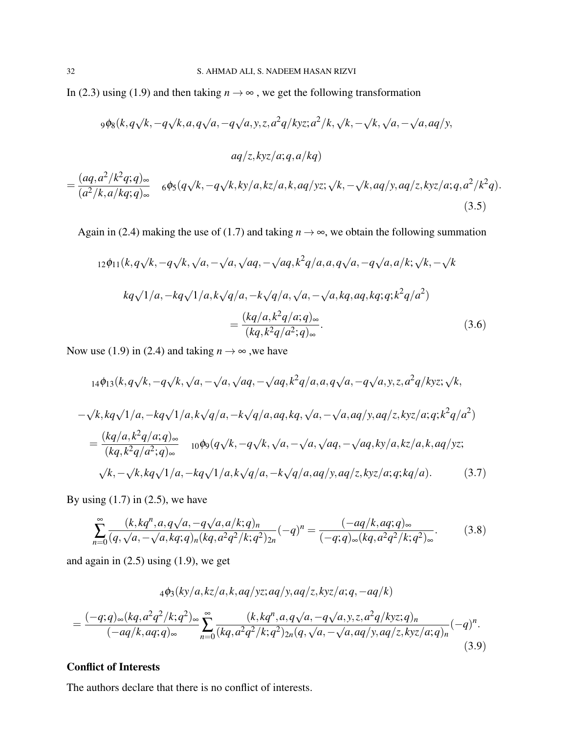In (2.3) using (1.9) and then taking $n \to \infty$ , we get the following transformation

$$
{}_9\phi_8(k, q\sqrt{k}, -q\sqrt{k}, a, q\sqrt{a}, -q\sqrt{a}, y, z, a^2q/kyz; a^2/k, \sqrt{k}, -\sqrt{k}, \sqrt{a}, -\sqrt{a}, aq/y,
$$

$$
aq/z, kyz/a; q, a/kq)
$$

$$
= \frac{(aq, a^2/k^2q; q)_\infty}{(a^2/k, a/kq; q)_\infty} \quad {}_6\phi_5(q\sqrt{k}, -q\sqrt{k}, ky/a, kz/a, k, aq/yz; \sqrt{k}, -\sqrt{k}, aq/y, aq/z, kyz/a; q, a^2/k^2q). \tag{3.5}
$$

Again in (2.4) making the use of (1.7) and taking $n \to \infty$, we obtain the following summation

$$
{}_{12}\phi_{11}(k, q\sqrt{k}, -q\sqrt{k}, \sqrt{a}, -\sqrt{a}, \sqrt{aq}, -\sqrt{aq}, k^2q/a, a, q\sqrt{a}, -q\sqrt{a}, a/k; \sqrt{k}, -\sqrt{k}
$$

$$
kq\sqrt{1/a}, -kq\sqrt{1/a}, k\sqrt{q/a}, -k\sqrt{q/a}, \sqrt{a}, -\sqrt{a}, kq, aq, kq; q; k^2q/a^2)
$$

$$
= \frac{(kq/a, k^2q/a; q)_\infty}{(kq, k^2q/a^2; q)_\infty}. \tag{3.6}
$$

Now use (1.9) in (2.4) and taking $n \to \infty$ ,we have

$$
{}_{14}\phi_{13}(k, q\sqrt{k}, -q\sqrt{k}, \sqrt{a}, -\sqrt{a}, \sqrt{aq}, -\sqrt{aq}, k^2q/a, a, q\sqrt{a}, -q\sqrt{a}, y, z, a^2q/kyz; \sqrt{k},
$$

$$
-\sqrt{k}, kq\sqrt{1/a}, -kq\sqrt{1/a}, k\sqrt{q/a}, -k\sqrt{q/a}, aq, kq, \sqrt{a}, -\sqrt{a}, aq/y, aq/z, kyz/a; q; k^2q/a^2)
$$

$$
= \frac{(kq/a, k^2q/a; q)_\infty}{(kq, k^2q/a^2; q)_\infty} \quad {}_{10}\phi_9(q\sqrt{k}, -q\sqrt{k}, \sqrt{a}, -\sqrt{a}, \sqrt{aq}, -\sqrt{aq}, ky/a, kz/a, k, aq/yz;
$$

$$
\sqrt{k}, -\sqrt{k}, kq\sqrt{1/a}, -kq\sqrt{1/a}, k\sqrt{q/a}, -k\sqrt{q/a}, aq/y, aq/z, kyz/a; q; kq/a). \tag{3.7}
$$

By using (1.7) in (2.5), we have

$$
\sum_{n=0}^{\infty} \frac{(k, kq^n, a, q\sqrt{a}, -q\sqrt{a}, a/k; q)_n}{(q, \sqrt{a}, -\sqrt{a}, kq; q)_n (kq, a^2q^2/k; q^2)_{2n}} (-q)^n = \frac{(-aq/k, aq; q)_\infty}{(-q; q)_\infty (kq, a^2q^2/k; q^2)_\infty}. \tag{3.8}
$$

and again in (2.5) using (1.9), we get

$$
{}_4\phi_3(ky/a, kz/a, k, aq/yz; aq/y, aq/z, kyz/a; q, -aq/k)
$$

$$
= \frac{(-q; q)_\infty (kq, a^2q^2/k; q^2)_\infty}{(-aq/k, aq; q)_\infty} \sum_{n=0}^{\infty} \frac{(k, kq^n, a, q\sqrt{a}, -q\sqrt{a}, y, z, a^2q/kyz; q)_n}{(kq, a^2q^2/k; q^2)_{2n} (q, \sqrt{a}, -\sqrt{a}, aq/y, aq/z, kyz/a; q)_n} (-q)^n. \tag{3.9}
$$

## Conflict of Interests

The authors declare that there is no conflict of interests.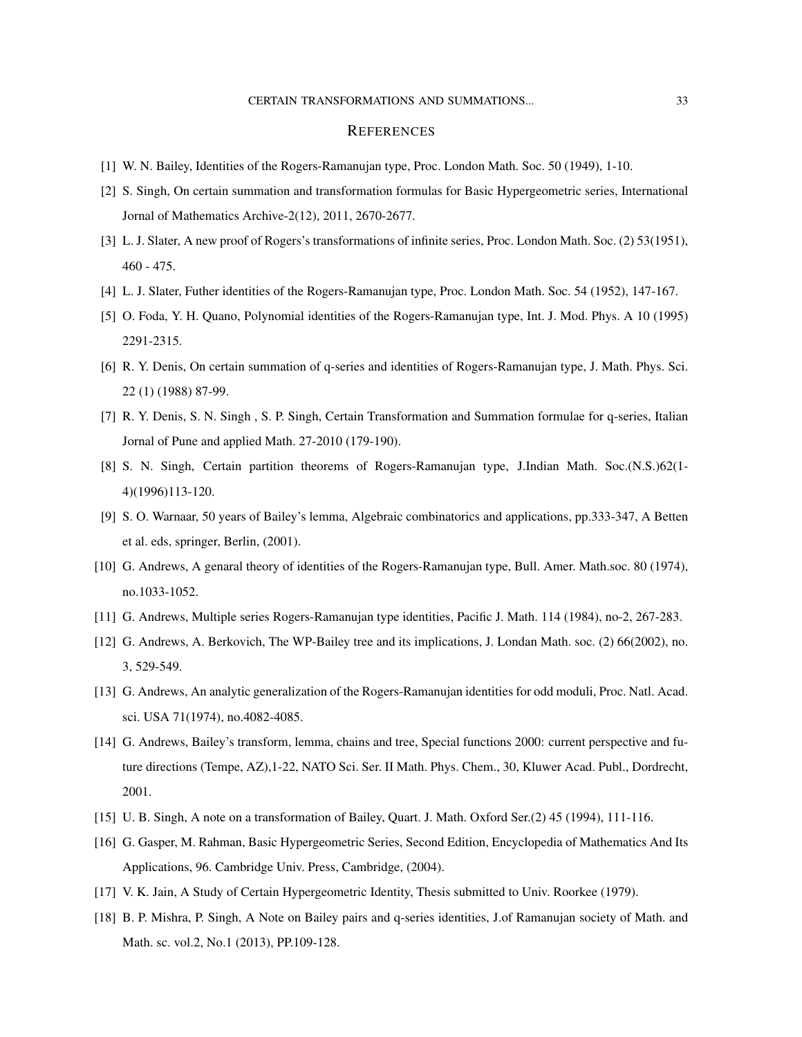## REFERENCES

[1] W. N. Bailey, Identities of the Rogers-Ramanujan type, Proc. London Math. Soc. 50 (1949), 1-10.

[2] S. Singh, On certain summation and transformation formulas for Basic Hypergeometric series, International Jornal of Mathematics Archive-2(12), 2011, 2670-2677.

[3] L. J. Slater, A new proof of Rogers's transformations of infinite series, Proc. London Math. Soc. (2) 53(1951), 460 - 475.

[4] L. J. Slater, Futher identities of the Rogers-Ramanujan type, Proc. London Math. Soc. 54 (1952), 147-167.

[5] O. Foda, Y. H. Quano, Polynomial identities of the Rogers-Ramanujan type, Int. J. Mod. Phys. A 10 (1995) 2291-2315.

[6] R. Y. Denis, On certain summation of q-series and identities of Rogers-Ramanujan type, J. Math. Phys. Sci. 22 (1) (1988) 87-99.

[7] R. Y. Denis, S. N. Singh , S. P. Singh, Certain Transformation and Summation formulae for q-series, Italian Jornal of Pune and applied Math. 27-2010 (179-190).

[8] S. N. Singh, Certain partition theorems of Rogers-Ramanujan type, J.Indian Math. Soc.(N.S.)62(1-4)(1996)113-120.

[9] S. O. Warnaar, 50 years of Bailey's lemma, Algebraic combinatorics and applications, pp.333-347, A Betten et al. eds, springer, Berlin, (2001).

[10] G. Andrews, A genaral theory of identities of the Rogers-Ramanujan type, Bull. Amer. Math.soc. 80 (1974), no.1033-1052.

[11] G. Andrews, Multiple series Rogers-Ramanujan type identities, Pacific J. Math. 114 (1984), no-2, 267-283.

[12] G. Andrews, A. Berkovich, The WP-Bailey tree and its implications, J. Londan Math. soc. (2) 66(2002), no. 3, 529-549.

[13] G. Andrews, An analytic generalization of the Rogers-Ramanujan identities for odd moduli, Proc. Natl. Acad. sci. USA 71(1974), no.4082-4085.

[14] G. Andrews, Bailey's transform, lemma, chains and tree, Special functions 2000: current perspective and future directions (Tempe, AZ),1-22, NATO Sci. Ser. II Math. Phys. Chem., 30, Kluwer Acad. Publ., Dordrecht, 2001.

[15] U. B. Singh, A note on a transformation of Bailey, Quart. J. Math. Oxford Ser.(2) 45 (1994), 111-116.

[16] G. Gasper, M. Rahman, Basic Hypergeometric Series, Second Edition, Encyclopedia of Mathematics And Its Applications, 96. Cambridge Univ. Press, Cambridge, (2004).

[17] V. K. Jain, A Study of Certain Hypergeometric Identity, Thesis submitted to Univ. Roorkee (1979).

[18] B. P. Mishra, P. Singh, A Note on Bailey pairs and q-series identities, J.of Ramanujan society of Math. and Math. sc. vol.2, No.1 (2013), PP.109-128.